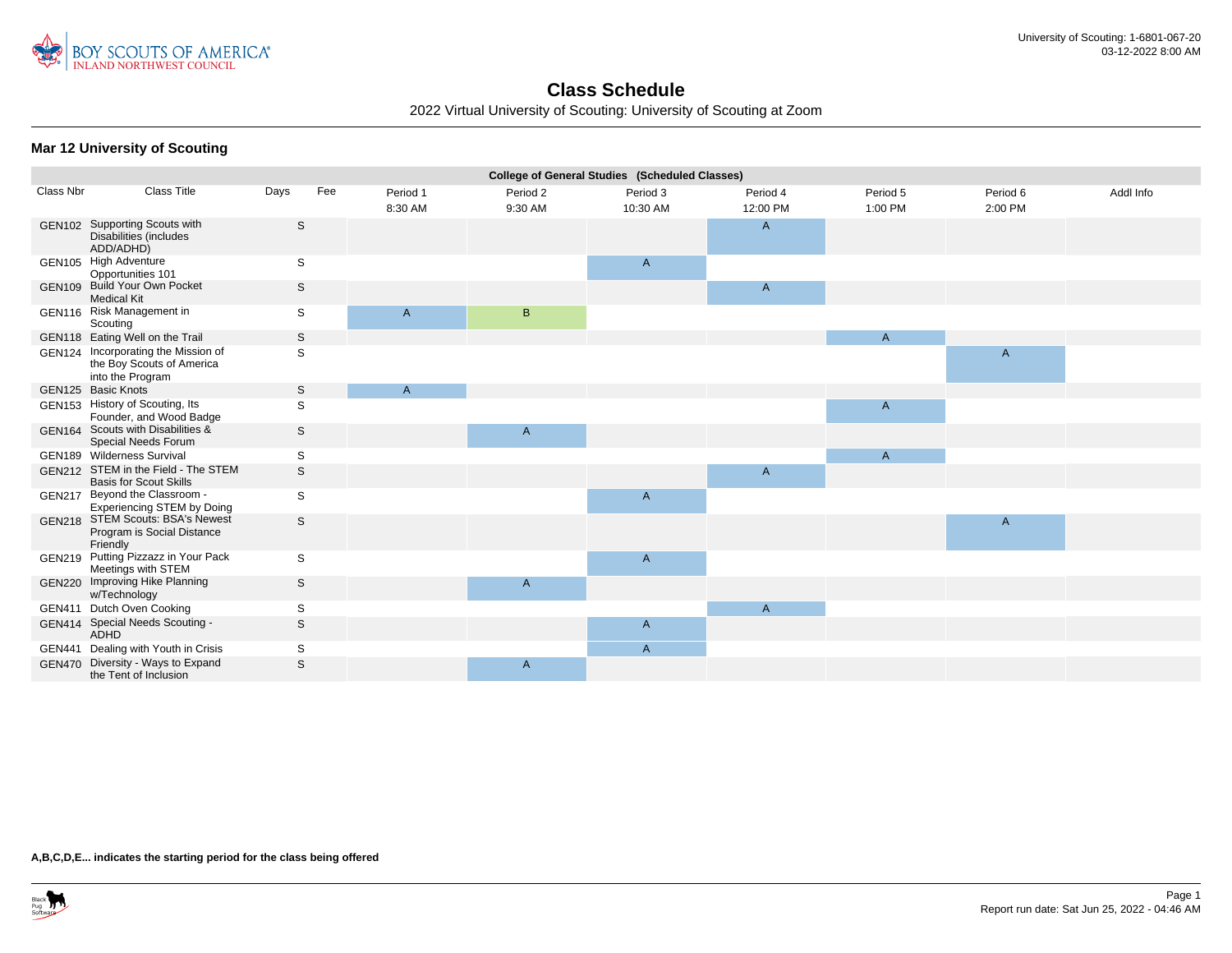# Class Schedule

2022 Virtual University of Scouting: University of Scouting at Zoom

University of Scouting: 1-6801-067-20
03-12-2022 8:00 AM

## Mar 12 University of Scouting

| College of General Studies (Scheduled Classes) | | | | | | | | | | |
|---|---|---|---|---|---|---|---|---|---|---|
| Class Nbr | Class Title | Days | Fee | Period 1 8:30 AM | Period 2 9:30 AM | Period 3 10:30 AM | Period 4 12:00 PM | Period 5 1:00 PM | Period 6 2:00 PM | Addl Info |
| GEN102 | Supporting Scouts with Disabilities (includes ADD/ADHD) | S | | | | | A | | | |
| GEN105 | High Adventure Opportunities 101 | S | | | | A | | | | |
| GEN109 | Build Your Own Pocket Medical Kit | S | | | | | A | | | |
| GEN116 | Risk Management in Scouting | S | | A | B | | | | | |
| GEN118 | Eating Well on the Trail | S | | | | | | A | | |
| GEN124 | Incorporating the Mission of the Boy Scouts of America into the Program | S | | | | | | | A | |
| GEN125 | Basic Knots | S | | A | | | | | | |
| GEN153 | History of Scouting, Its Founder, and Wood Badge | S | | | | | | A | | |
| GEN164 | Scouts with Disabilities & Special Needs Forum | S | | | A | | | | | |
| GEN189 | Wilderness Survival | S | | | | | | A | | |
| GEN212 | STEM in the Field - The STEM Basis for Scout Skills | S | | | | | A | | | |
| GEN217 | Beyond the Classroom - Experiencing STEM by Doing | S | | | | A | | | | |
| GEN218 | STEM Scouts: BSA's Newest Program is Social Distance Friendly | S | | | | | | | A | |
| GEN219 | Putting Pizzazz in Your Pack Meetings with STEM | S | | | | A | | | | |
| GEN220 | Improving Hike Planning w/Technology | S | | | A | | | | | |
| GEN411 | Dutch Oven Cooking | S | | | | | A | | | |
| GEN414 | Special Needs Scouting - ADHD | S | | | | A | | | | |
| GEN441 | Dealing with Youth in Crisis | S | | | | A | | | | |
| GEN470 | Diversity - Ways to Expand the Tent of Inclusion | S | | | A | | | | | |

**A,B,C,D,E... indicates the starting period for the class being offered**

Report run date: Sat Jun 25, 2022 - 04:46 AM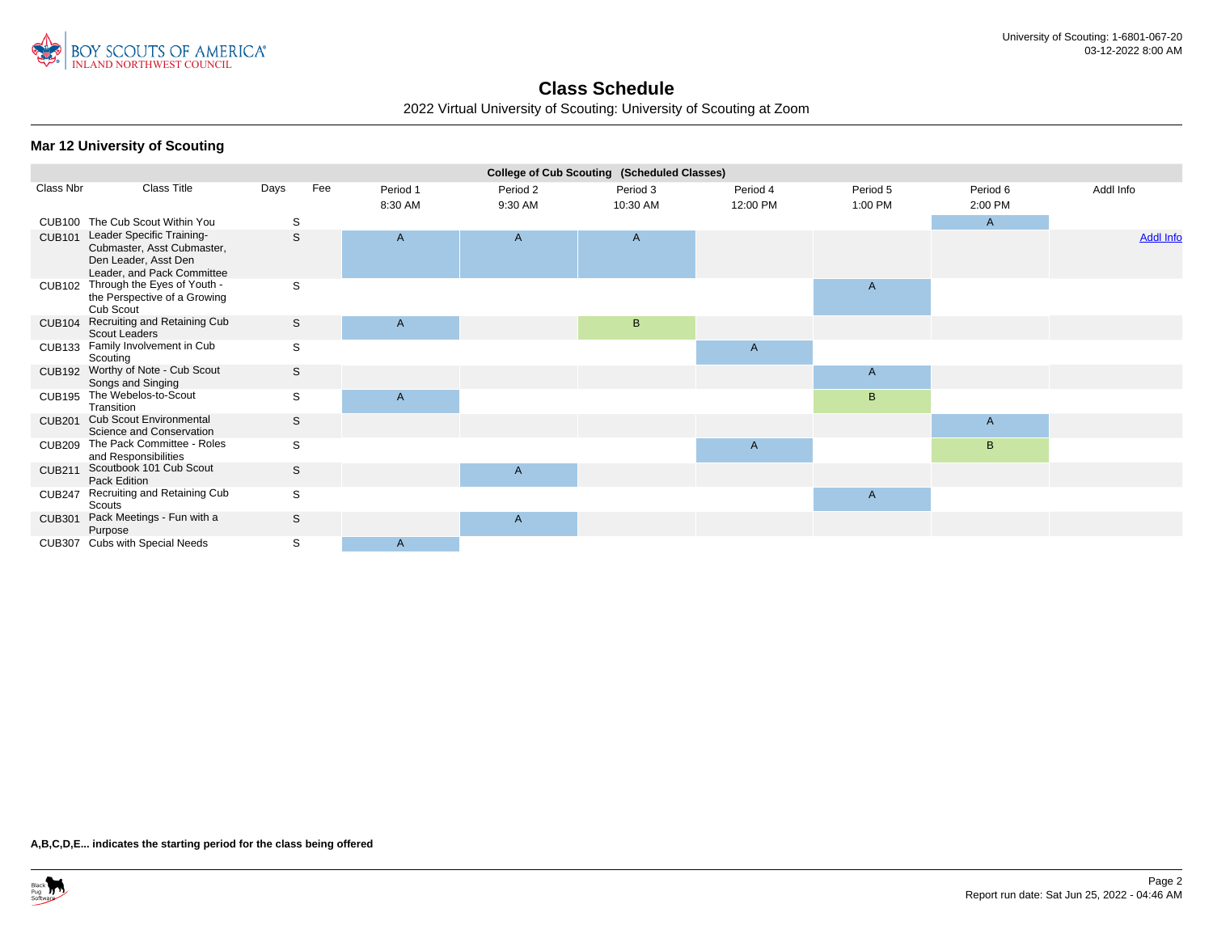## Class Schedule

2022 Virtual University of Scouting: University of Scouting at Zoom

### Mar 12 University of Scouting

| College of Cub Scouting (Scheduled Classes) | | | | | | | | | | |
|---|---|---|---|---|---|---|---|---|---|---|
| Class Nbr | Class Title | Days | Fee | Period 1 8:30 AM | Period 2 9:30 AM | Period 3 10:30 AM | Period 4 12:00 PM | Period 5 1:00 PM | Period 6 2:00 PM | Addl Info |
| CUB100 | The Cub Scout Within You | S | | | | | | | A | |
| CUB101 | Leader Specific Training- Cubmaster, Asst Cubmaster, Den Leader, Asst Den Leader, and Pack Committee | S | | A | A | A | | | | Addl Info |
| CUB102 | Through the Eyes of Youth - the Perspective of a Growing Cub Scout | S | | | | | | A | | |
| CUB104 | Recruiting and Retaining Cub Scout Leaders | S | | A | | B | | | | |
| CUB133 | Family Involvement in Cub Scouting | S | | | | | A | | | |
| CUB192 | Worthy of Note - Cub Scout Songs and Singing | S | | | | | | A | | |
| CUB195 | The Webelos-to-Scout Transition | S | | A | | | | B | | |
| CUB201 | Cub Scout Environmental Science and Conservation | S | | | | | | | A | |
| CUB209 | The Pack Committee - Roles and Responsibilities | S | | | | | A | | B | |
| CUB211 | Scoutbook 101 Cub Scout Pack Edition | S | | | A | | | | | |
| CUB247 | Recruiting and Retaining Cub Scouts | S | | | | | | A | | |
| CUB301 | Pack Meetings - Fun with a Purpose | S | | | A | | | | | |
| CUB307 | Cubs with Special Needs | S | | A | | | | | | |

**A,B,C,D,E... indicates the starting period for the class being offered**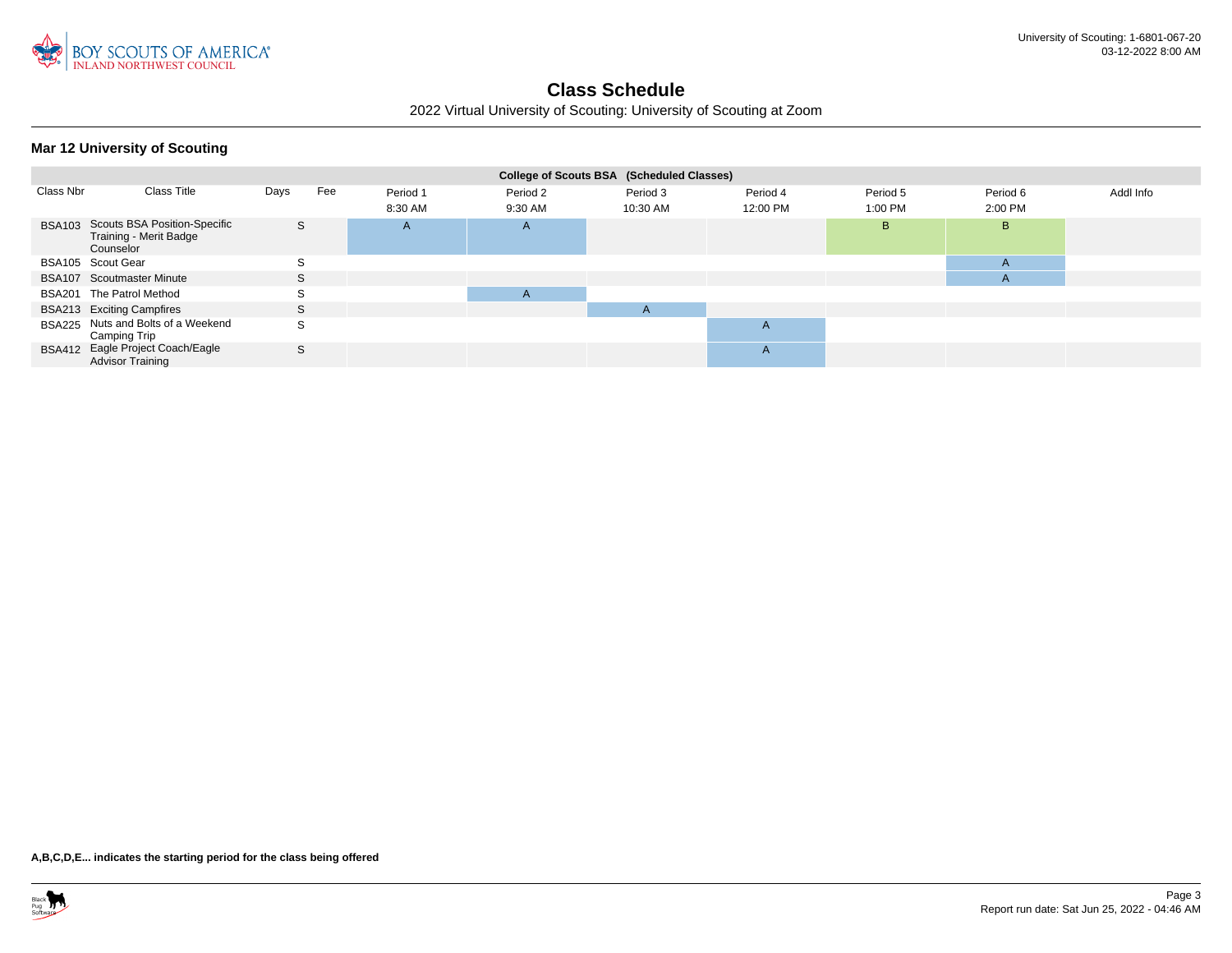# Class Schedule

2022 Virtual University of Scouting: University of Scouting at Zoom

## Mar 12 University of Scouting

| College of Scouts BSA (Scheduled Classes) | | | | | | | | | | |
|---|---|---|---|---|---|---|---|---|---|---|
| Class Nbr | Class Title | Days | Fee | Period 1 8:30 AM | Period 2 9:30 AM | Period 3 10:30 AM | Period 4 12:00 PM | Period 5 1:00 PM | Period 6 2:00 PM | Addl Info |
| BSA103 | Scouts BSA Position-Specific Training - Merit Badge Counselor | S | | A | A | | | B | B | |
| BSA105 | Scout Gear | S | | | | | | | A | |
| BSA107 | Scoutmaster Minute | S | | | | | | | A | |
| BSA201 | The Patrol Method | S | | | A | | | | | |
| BSA213 | Exciting Campfires | S | | | | A | | | | |
| BSA225 | Nuts and Bolts of a Weekend Camping Trip | S | | | | | A | | | |
| BSA412 | Eagle Project Coach/Eagle Advisor Training | S | | | | | A | | | |

**A,B,C,D,E... indicates the starting period for the class being offered**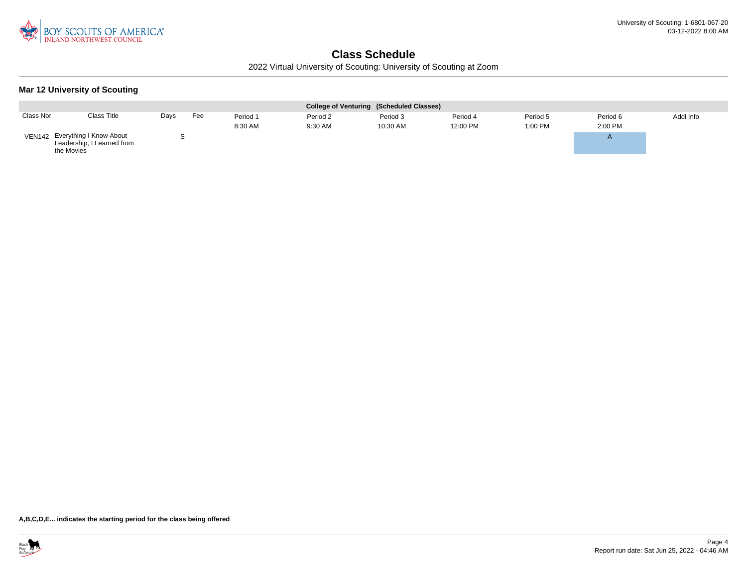# Class Schedule

2022 Virtual University of Scouting: University of Scouting at Zoom

## Mar 12 University of Scouting

| College of Venturing (Scheduled Classes) | | | | | | | | | | |
|---|---|---|---|---|---|---|---|---|---|---|
| Class Nbr | Class Title | Days | Fee | Period 1<br>8:30 AM | Period 2<br>9:30 AM | Period 3<br>10:30 AM | Period 4<br>12:00 PM | Period 5<br>1:00 PM | Period 6<br>2:00 PM | Addl Info |
| VEN142 | Everything I Know About Leadership, I Learned from the Movies | S | | | | | | | A | |

**A,B,C,D,E... indicates the starting period for the class being offered**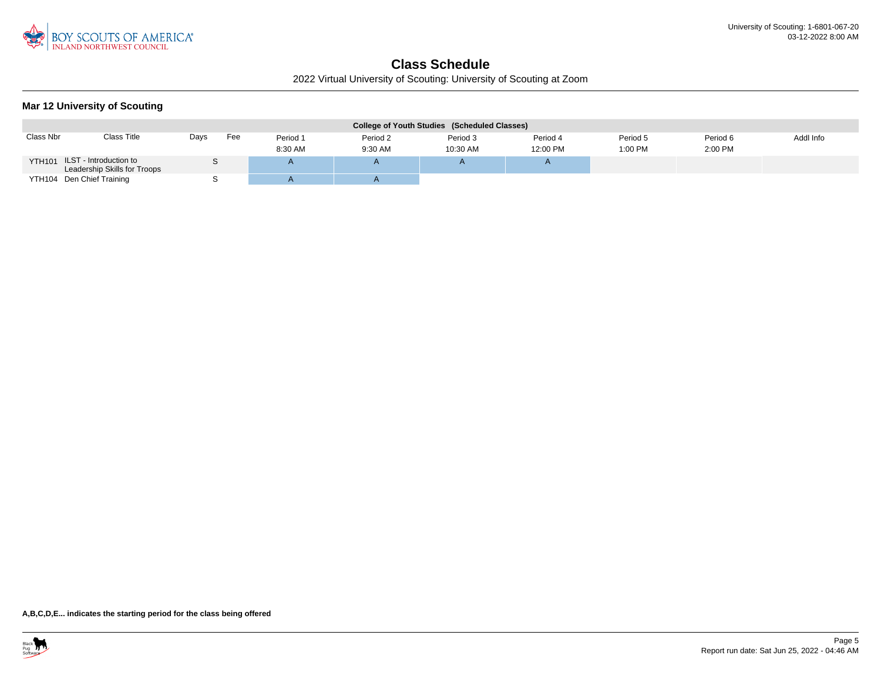# Class Schedule

2022 Virtual University of Scouting: University of Scouting at Zoom

## Mar 12 University of Scouting

| College of Youth Studies (Scheduled Classes) | | | | | | | | | | |
|---|---|---|---|---|---|---|---|---|---|---|
| Class Nbr | Class Title | Days | Fee | Period 1 8:30 AM | Period 2 9:30 AM | Period 3 10:30 AM | Period 4 12:00 PM | Period 5 1:00 PM | Period 6 2:00 PM | Addl Info |
| YTH101 | ILST - Introduction to Leadership Skills for Troops | S | | A | A | A | A | | | |
| YTH104 | Den Chief Training | S | | A | A | | | | | |

**A,B,C,D,E... indicates the starting period for the class being offered**